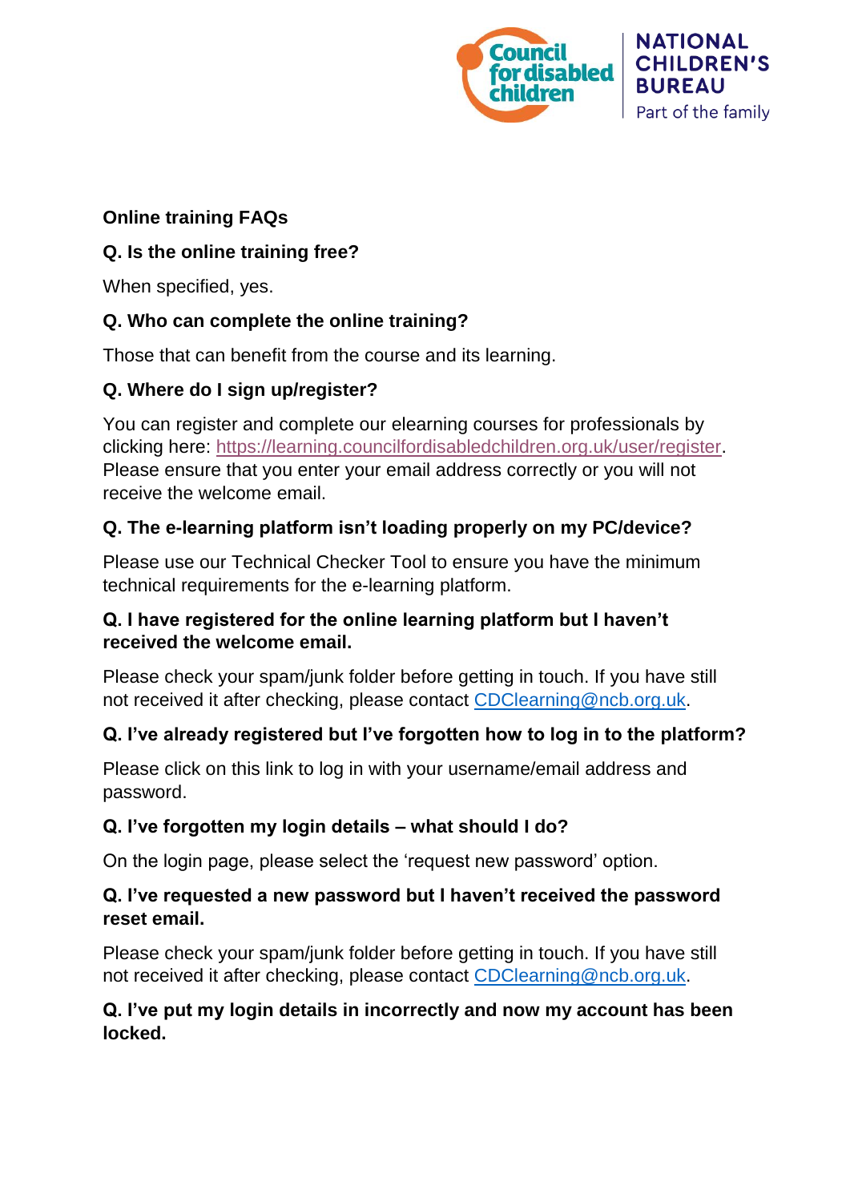# Online training FAQs

**Q. Is the online training free?**

When specified, yes.

**Q. Who can complete the online training?**

Those that can benefit from the course and its learning.

**Q. Where do I sign up/register?**

You can register and complete our elearning courses for professionals by clicking here: https://learning.councilfordisabledchildren.org.uk/user/register. Please ensure that you enter your email address correctly or you will not receive the welcome email.

**Q. The e-learning platform isn't loading properly on my PC/device?**

Please use our Technical Checker Tool to ensure you have the minimum technical requirements for the e-learning platform.

**Q. I have registered for the online learning platform but I haven't received the welcome email.**

Please check your spam/junk folder before getting in touch. If you have still not received it after checking, please contact CDClearning@ncb.org.uk.

**Q. I've already registered but I've forgotten how to log in to the platform?**

Please click on this link to log in with your username/email address and password.

**Q. I've forgotten my login details – what should I do?**

On the login page, please select the 'request new password' option.

**Q. I've requested a new password but I haven't received the password reset email.**

Please check your spam/junk folder before getting in touch. If you have still not received it after checking, please contact CDClearning@ncb.org.uk.

**Q. I've put my login details in incorrectly and now my account has been locked.**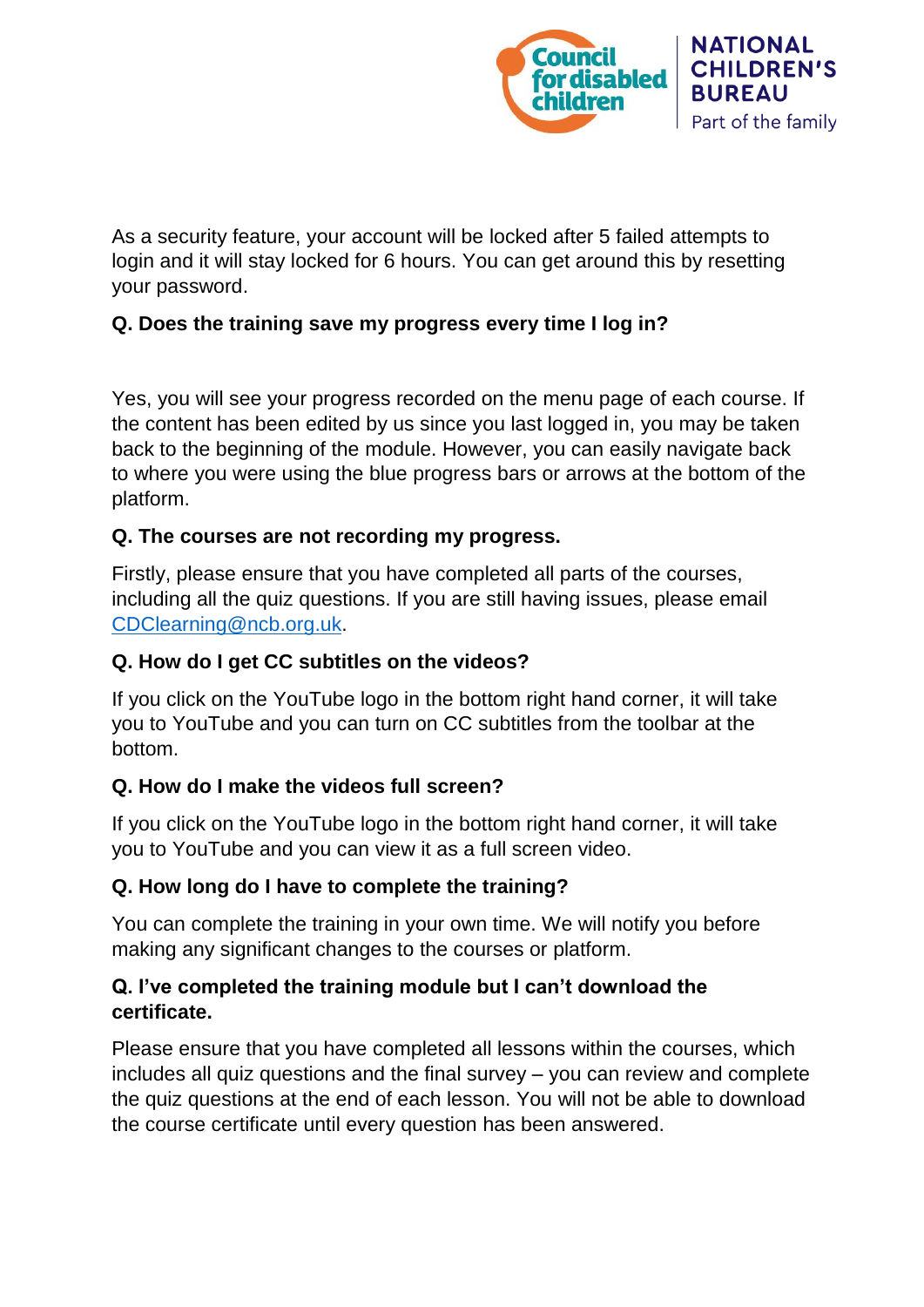As a security feature, your account will be locked after 5 failed attempts to login and it will stay locked for 6 hours. You can get around this by resetting your password.

**Q. Does the training save my progress every time I log in?**

Yes, you will see your progress recorded on the menu page of each course. If the content has been edited by us since you last logged in, you may be taken back to the beginning of the module. However, you can easily navigate back to where you were using the blue progress bars or arrows at the bottom of the platform.

**Q. The courses are not recording my progress.**

Firstly, please ensure that you have completed all parts of the courses, including all the quiz questions. If you are still having issues, please email [CDClearning@ncb.org.uk](mailto:CDClearning@ncb.org.uk).

**Q. How do I get CC subtitles on the videos?**

If you click on the YouTube logo in the bottom right hand corner, it will take you to YouTube and you can turn on CC subtitles from the toolbar at the bottom.

**Q. How do I make the videos full screen?**

If you click on the YouTube logo in the bottom right hand corner, it will take you to YouTube and you can view it as a full screen video.

**Q. How long do I have to complete the training?**

You can complete the training in your own time. We will notify you before making any significant changes to the courses or platform.

**Q. I've completed the training module but I can't download the certificate.**

Please ensure that you have completed all lessons within the courses, which includes all quiz questions and the final survey – you can review and complete the quiz questions at the end of each lesson. You will not be able to download the course certificate until every question has been answered.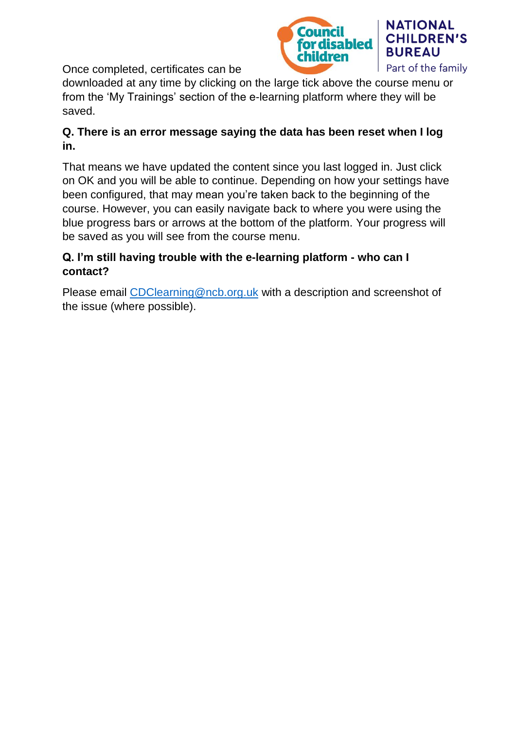Once completed, certificates can be downloaded at any time by clicking on the large tick above the course menu or from the 'My Trainings' section of the e-learning platform where they will be saved.

**Q. There is an error message saying the data has been reset when I log in.**

That means we have updated the content since you last logged in. Just click on OK and you will be able to continue. Depending on how your settings have been configured, that may mean you're taken back to the beginning of the course. However, you can easily navigate back to where you were using the blue progress bars or arrows at the bottom of the platform. Your progress will be saved as you will see from the course menu.

**Q. I'm still having trouble with the e-learning platform - who can I contact?**

Please email [CDClearning@ncb.org.uk](mailto:CDClearning@ncb.org.uk) with a description and screenshot of the issue (where possible).